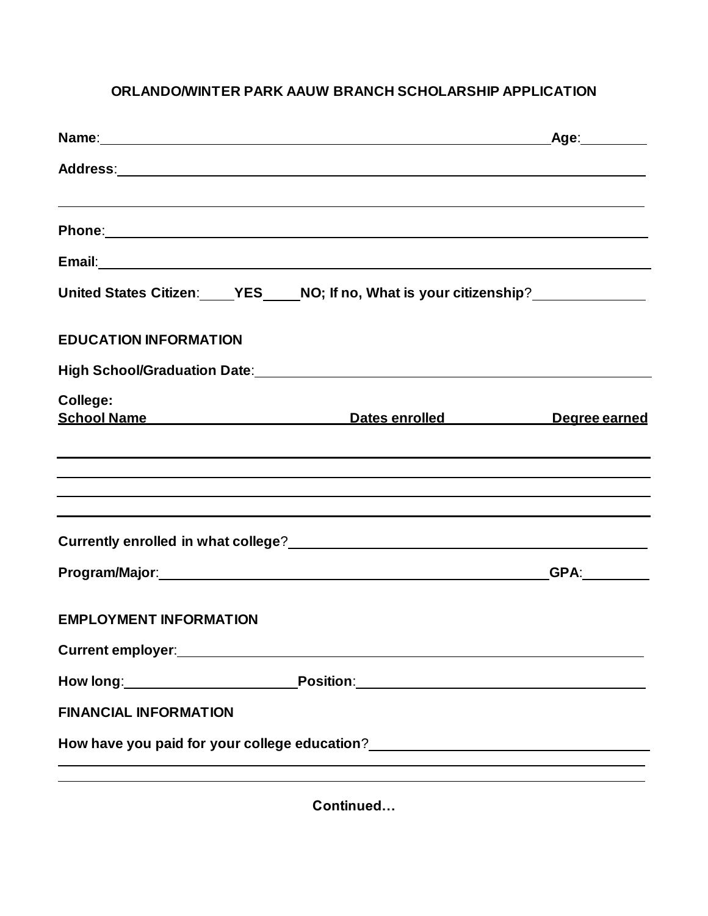# ORLANDO/WINTER PARK AAUW BRANCH SCHOLARSHIP APPLICATION

**Name**:______________________________________________________________ **Age**:_________

**Address**:_________________________________________________________________________

_____________________________________________________________________________________

**Phone**:___________________________________________________________________________

**Email**:___________________________________________________________________________

**United States Citizen**:_____**YES**_____**NO; If no, What is your citizenship**?______________

## EDUCATION INFORMATION

**High School/Graduation Date**:______________________________________________________

**College:**

| School Name | Dates enrolled | Degree earned |
|---|---|---|
| | | |
| | | |
| | | |
| | | |

**Currently enrolled in what college**?_____________________________________________

**Program/Major**:_________________________________________________ **GPA**:_________

## EMPLOYMENT INFORMATION

**Current employer**:_______________________________________________________________

**How long**:______________________ **Position**:_______________________________________

## FINANCIAL INFORMATION

**How have you paid for your college education**?___________________________________

_____________________________________________________________________________________

_____________________________________________________________________________________

**Continued…**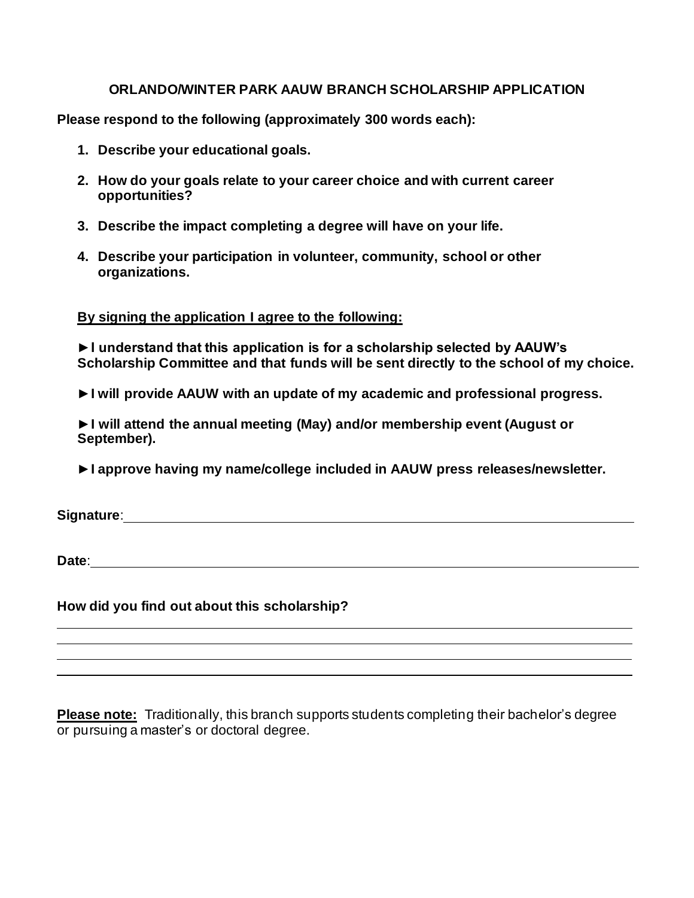**ORLANDO/WINTER PARK AAUW BRANCH SCHOLARSHIP APPLICATION**

**Please respond to the following (approximately 300 words each):**

1. **Describe your educational goals.**
2. **How do your goals relate to your career choice and with current career opportunities?**
3. **Describe the impact completing a degree will have on your life.**
4. **Describe your participation in volunteer, community, school or other organizations.**

**<u>By signing the application I agree to the following:</u>**

**► I understand that this application is for a scholarship selected by AAUW's Scholarship Committee and that funds will be sent directly to the school of my choice.**

**► I will provide AAUW with an update of my academic and professional progress.**

**► I will attend the annual meeting (May) and/or membership event (August or September).**

**► I approve having my name/college included in AAUW press releases/newsletter.**

**Signature**: ______________________________________________________________

**Date**: ______________________________________________________________

**How did you find out about this scholarship?**

______________________________________________________________

______________________________________________________________

______________________________________________________________

______________________________________________________________

**<u>Please note:</u>** Traditionally, this branch supports students completing their bachelor's degree or pursuing a master's or doctoral degree.